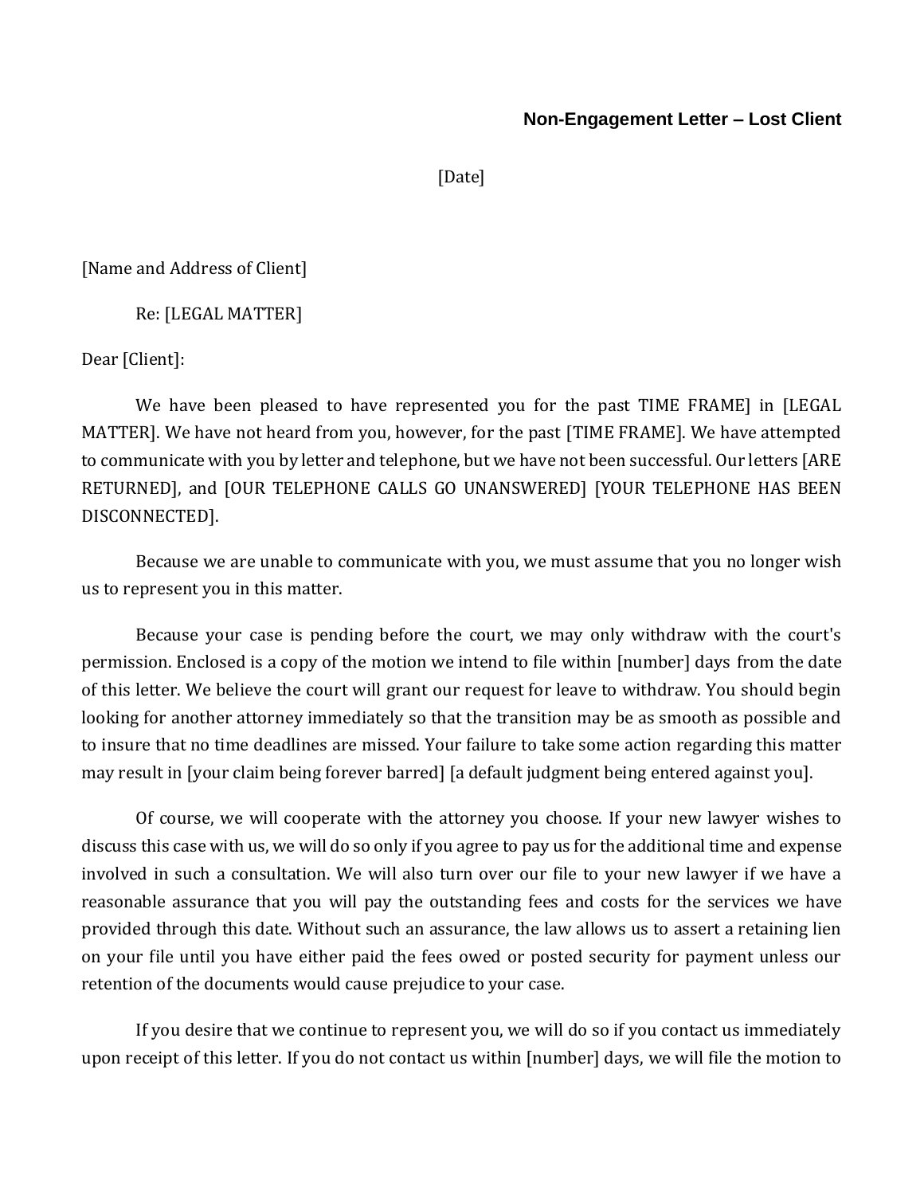**Non-Engagement Letter – Lost Client**

[Date]

[Name and Address of Client]

Re: [LEGAL MATTER]

Dear [Client]:

We have been pleased to have represented you for the past TIME FRAME] in [LEGAL MATTER]. We have not heard from you, however, for the past [TIME FRAME]. We have attempted to communicate with you by letter and telephone, but we have not been successful. Our letters [ARE RETURNED], and [OUR TELEPHONE CALLS GO UNANSWERED] [YOUR TELEPHONE HAS BEEN DISCONNECTED].

Because we are unable to communicate with you, we must assume that you no longer wish us to represent you in this matter.

Because your case is pending before the court, we may only withdraw with the court's permission. Enclosed is a copy of the motion we intend to file within [number] days from the date of this letter. We believe the court will grant our request for leave to withdraw. You should begin looking for another attorney immediately so that the transition may be as smooth as possible and to insure that no time deadlines are missed. Your failure to take some action regarding this matter may result in [your claim being forever barred] [a default judgment being entered against you].

Of course, we will cooperate with the attorney you choose. If your new lawyer wishes to discuss this case with us, we will do so only if you agree to pay us for the additional time and expense involved in such a consultation. We will also turn over our file to your new lawyer if we have a reasonable assurance that you will pay the outstanding fees and costs for the services we have provided through this date. Without such an assurance, the law allows us to assert a retaining lien on your file until you have either paid the fees owed or posted security for payment unless our retention of the documents would cause prejudice to your case.

If you desire that we continue to represent you, we will do so if you contact us immediately upon receipt of this letter. If you do not contact us within [number] days, we will file the motion to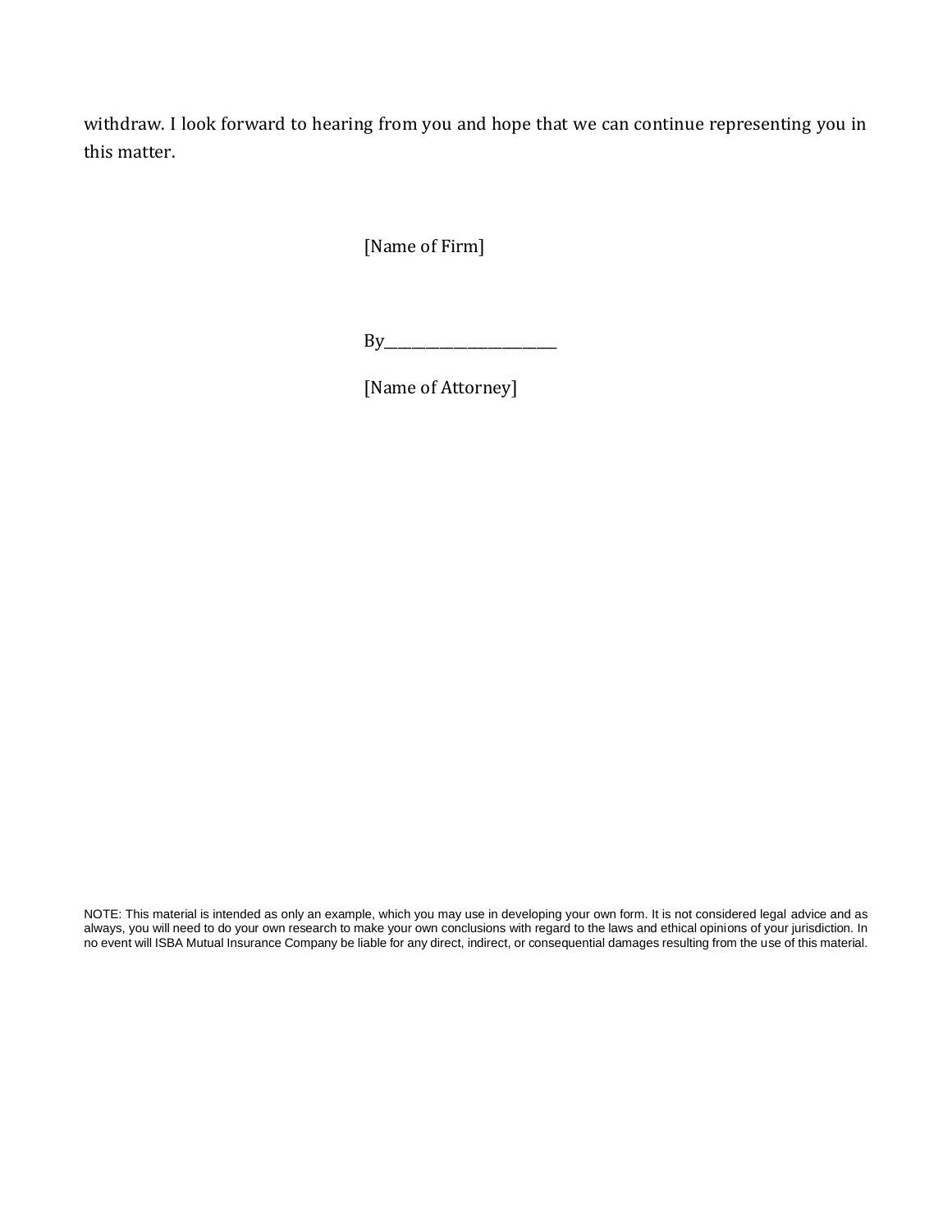withdraw. I look forward to hearing from you and hope that we can continue representing you in this matter.

[Name of Firm]

By__________________________

[Name of Attorney]

NOTE: This material is intended as only an example, which you may use in developing your own form. It is not considered legal advice and as always, you will need to do your own research to make your own conclusions with regard to the laws and ethical opinions of your jurisdiction. In no event will ISBA Mutual Insurance Company be liable for any direct, indirect, or consequential damages resulting from the use of this material.